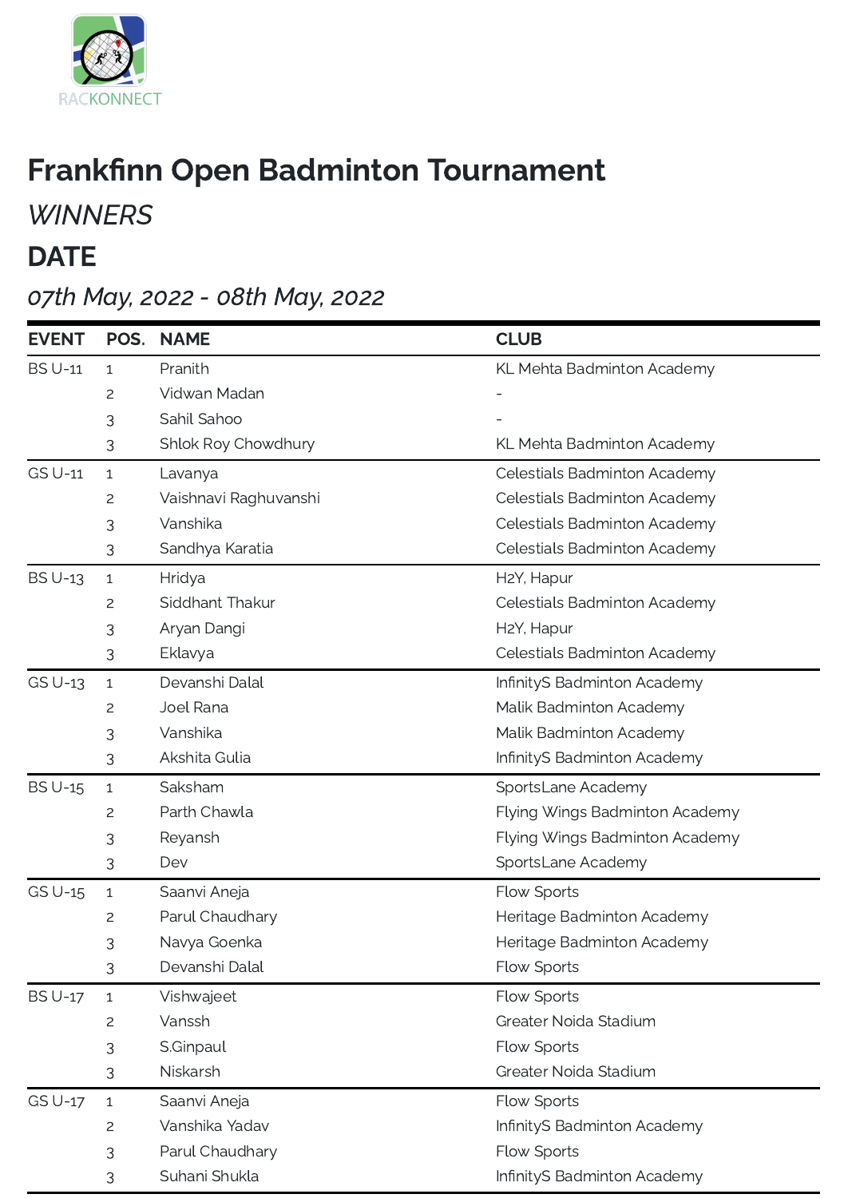RACKONNECT

# Frankfinn Open Badminton Tournament

*WINNERS*

## DATE

*07th May, 2022 - 08th May, 2022*

| EVENT | POS. | NAME | CLUB |
|---|---|---|---|
| BS U-11 | 1 | Pranith | KL Mehta Badminton Academy |
| | 2 | Vidwan Madan | - |
| | 3 | Sahil Sahoo | - |
| | 3 | Shlok Roy Chowdhury | KL Mehta Badminton Academy |
| GS U-11 | 1 | Lavanya | Celestials Badminton Academy |
| | 2 | Vaishnavi Raghuvanshi | Celestials Badminton Academy |
| | 3 | Vanshika | Celestials Badminton Academy |
| | 3 | Sandhya Karatia | Celestials Badminton Academy |
| BS U-13 | 1 | Hridya | H2Y, Hapur |
| | 2 | Siddhant Thakur | Celestials Badminton Academy |
| | 3 | Aryan Dangi | H2Y, Hapur |
| | 3 | Eklavya | Celestials Badminton Academy |
| GS U-13 | 1 | Devanshi Dalal | InfinityS Badminton Academy |
| | 2 | Joel Rana | Malik Badminton Academy |
| | 3 | Vanshika | Malik Badminton Academy |
| | 3 | Akshita Gulia | InfinityS Badminton Academy |
| BS U-15 | 1 | Saksham | SportsLane Academy |
| | 2 | Parth Chawla | Flying Wings Badminton Academy |
| | 3 | Reyansh | Flying Wings Badminton Academy |
| | 3 | Dev | SportsLane Academy |
| GS U-15 | 1 | Saanvi Aneja | Flow Sports |
| | 2 | Parul Chaudhary | Heritage Badminton Academy |
| | 3 | Navya Goenka | Heritage Badminton Academy |
| | 3 | Devanshi Dalal | Flow Sports |
| BS U-17 | 1 | Vishwajeet | Flow Sports |
| | 2 | Vanssh | Greater Noida Stadium |
| | 3 | S.Ginpaul | Flow Sports |
| | 3 | Niskarsh | Greater Noida Stadium |
| GS U-17 | 1 | Saanvi Aneja | Flow Sports |
| | 2 | Vanshika Yadav | InfinityS Badminton Academy |
| | 3 | Parul Chaudhary | Flow Sports |
| | 3 | Suhani Shukla | InfinityS Badminton Academy |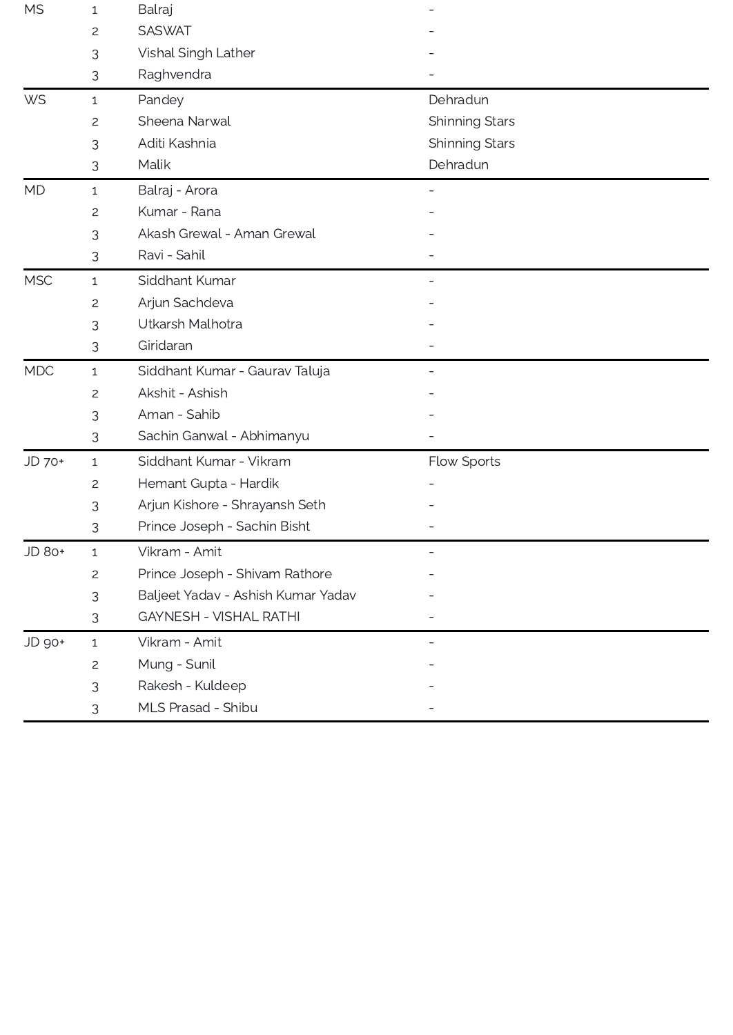| | | | |
|---|---|---|---|
| MS | 1 | Balraj | - |
| | 2 | SASWAT | - |
| | 3 | Vishal Singh Lather | - |
| | 3 | Raghvendra | - |
| WS | 1 | Pandey | Dehradun |
| | 2 | Sheena Narwal | Shinning Stars |
| | 3 | Aditi Kashnia | Shinning Stars |
| | 3 | Malik | Dehradun |
| MD | 1 | Balraj - Arora | - |
| | 2 | Kumar - Rana | - |
| | 3 | Akash Grewal - Aman Grewal | - |
| | 3 | Ravi - Sahil | - |
| MSC | 1 | Siddhant Kumar | - |
| | 2 | Arjun Sachdeva | - |
| | 3 | Utkarsh Malhotra | - |
| | 3 | Giridaran | - |
| MDC | 1 | Siddhant Kumar - Gaurav Taluja | - |
| | 2 | Akshit - Ashish | - |
| | 3 | Aman - Sahib | - |
| | 3 | Sachin Ganwal - Abhimanyu | - |
| JD 70+ | 1 | Siddhant Kumar - Vikram | Flow Sports |
| | 2 | Hemant Gupta - Hardik | - |
| | 3 | Arjun Kishore - Shrayansh Seth | - |
| | 3 | Prince Joseph - Sachin Bisht | - |
| JD 80+ | 1 | Vikram - Amit | - |
| | 2 | Prince Joseph - Shivam Rathore | - |
| | 3 | Baljeet Yadav - Ashish Kumar Yadav | - |
| | 3 | GAYNESH - VISHAL RATHI | - |
| JD 90+ | 1 | Vikram - Amit | - |
| | 2 | Mung - Sunil | - |
| | 3 | Rakesh - Kuldeep | - |
| | 3 | MLS Prasad - Shibu | - |